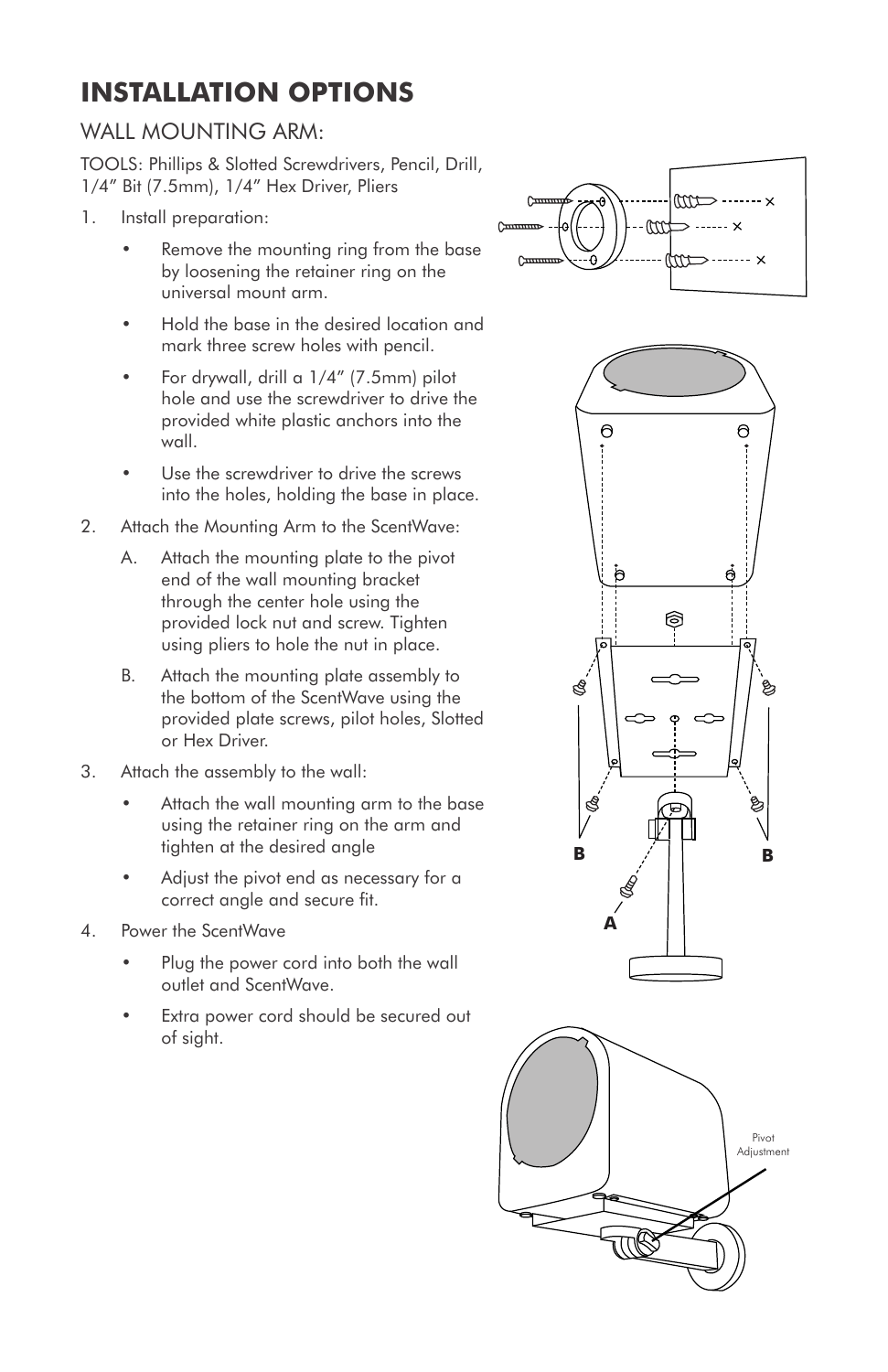# INSTALLATION OPTIONS

## WALL MOUNTING ARM:

TOOLS: Phillips & Slotted Screwdrivers, Pencil, Drill, 1/4" Bit (7.5mm), 1/4" Hex Driver, Pliers

1. Install preparation:
   - Remove the mounting ring from the base by loosening the retainer ring on the universal mount arm.
   - Hold the base in the desired location and mark three screw holes with pencil.
   - For drywall, drill a 1/4" (7.5mm) pilot hole and use the screwdriver to drive the provided white plastic anchors into the wall.
   - Use the screwdriver to drive the screws into the holes, holding the base in place.
2. Attach the Mounting Arm to the ScentWave:
   A. Attach the mounting plate to the pivot end of the wall mounting bracket through the center hole using the provided lock nut and screw. Tighten using pliers to hole the nut in place.
   B. Attach the mounting plate assembly to the bottom of the ScentWave using the provided plate screws, pilot holes, Slotted or Hex Driver.
3. Attach the assembly to the wall:
   - Attach the wall mounting arm to the base using the retainer ring on the arm and tighten at the desired angle
   - Adjust the pivot end as necessary for a correct angle and secure fit.
4. Power the ScentWave
   - Plug the power cord into both the wall outlet and ScentWave.
   - Extra power cord should be secured out of sight.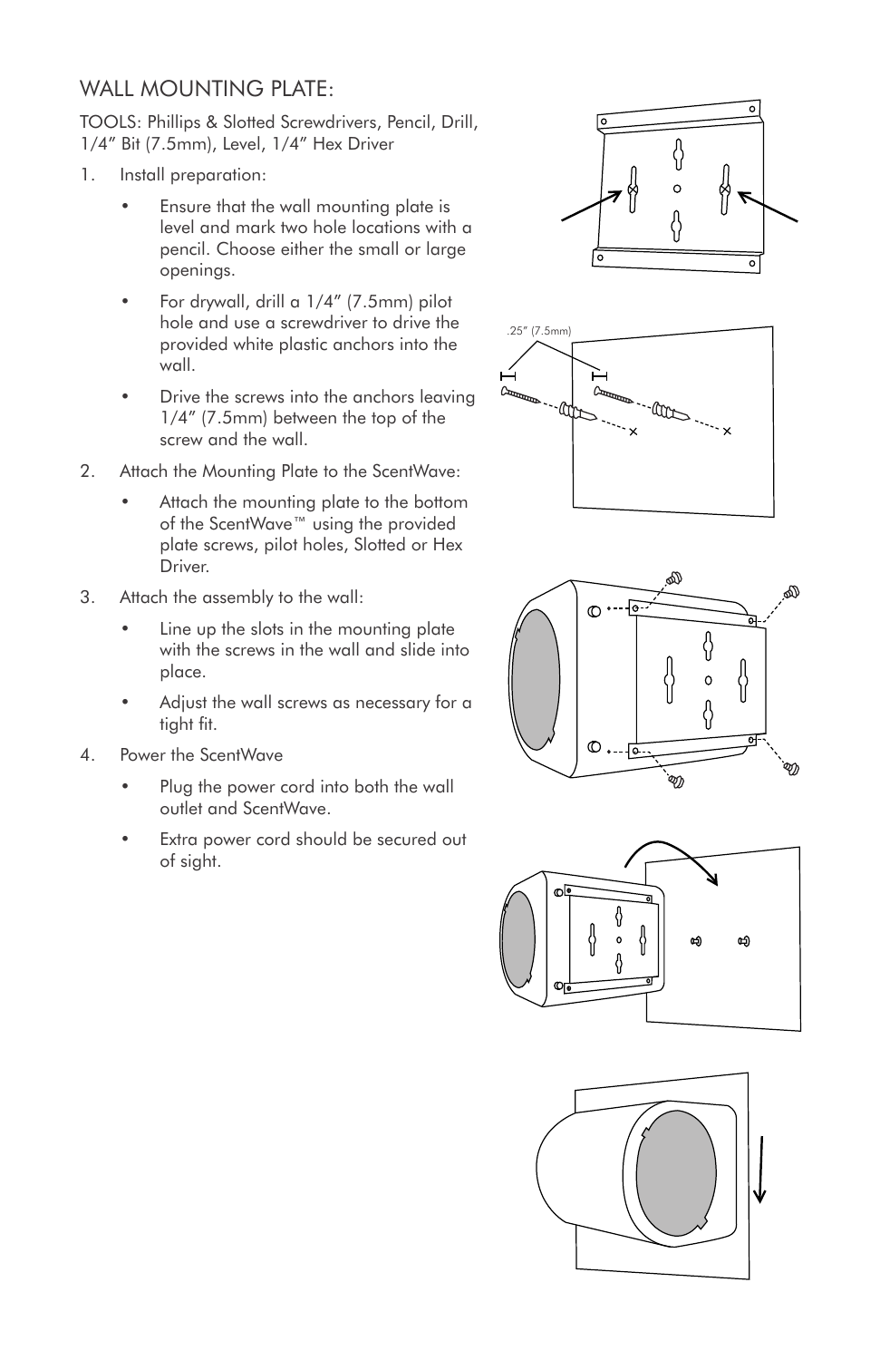## WALL MOUNTING PLATE:

TOOLS: Phillips & Slotted Screwdrivers, Pencil, Drill, 1/4" Bit (7.5mm), Level, 1/4" Hex Driver

1. Install preparation:
   - Ensure that the wall mounting plate is level and mark two hole locations with a pencil. Choose either the small or large openings.
   - For drywall, drill a 1/4" (7.5mm) pilot hole and use a screwdriver to drive the provided white plastic anchors into the wall.
   - Drive the screws into the anchors leaving 1/4" (7.5mm) between the top of the screw and the wall.
2. Attach the Mounting Plate to the ScentWave:
   - Attach the mounting plate to the bottom of the ScentWave™ using the provided plate screws, pilot holes, Slotted or Hex Driver.
3. Attach the assembly to the wall:
   - Line up the slots in the mounting plate with the screws in the wall and slide into place.
   - Adjust the wall screws as necessary for a tight fit.
4. Power the ScentWave
   - Plug the power cord into both the wall outlet and ScentWave.
   - Extra power cord should be secured out of sight.

.25" (7.5mm)